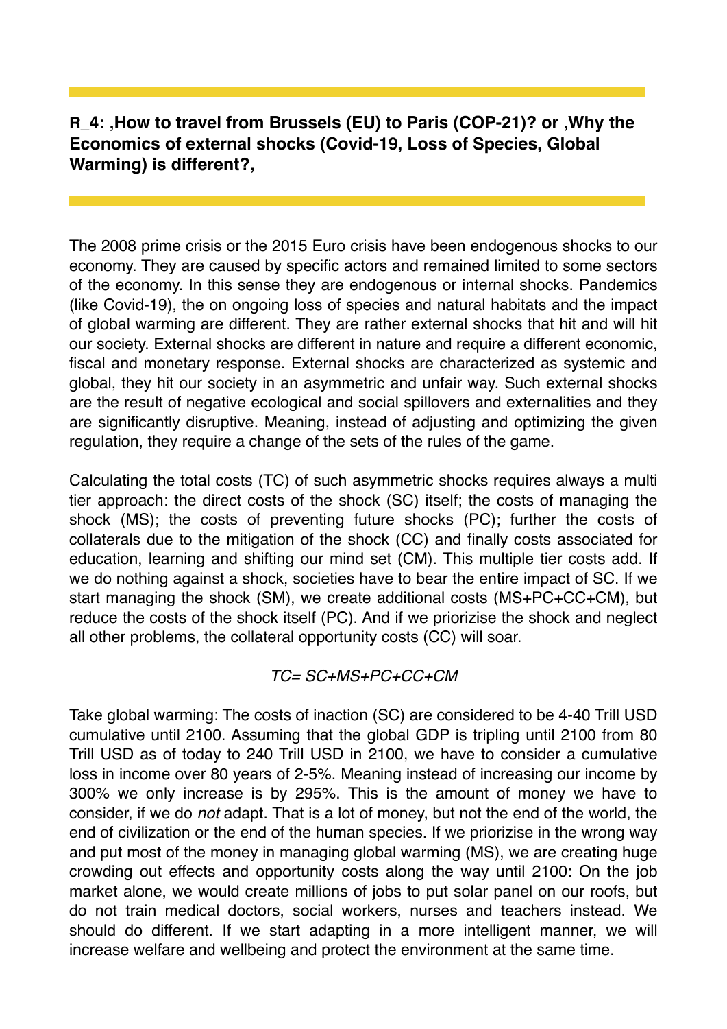## R_4: ‚How to travel from Brussels (EU) to Paris (COP-21)? or ‚Why the Economics of external shocks (Covid-19, Loss of Species, Global Warming) is different?‚

The 2008 prime crisis or the 2015 Euro crisis have been endogenous shocks to our economy. They are caused by specific actors and remained limited to some sectors of the economy. In this sense they are endogenous or internal shocks. Pandemics (like Covid-19), the on ongoing loss of species and natural habitats and the impact of global warming are different. They are rather external shocks that hit and will hit our society. External shocks are different in nature and require a different economic, fiscal and monetary response. External shocks are characterized as systemic and global, they hit our society in an asymmetric and unfair way. Such external shocks are the result of negative ecological and social spillovers and externalities and they are significantly disruptive. Meaning, instead of adjusting and optimizing the given regulation, they require a change of the sets of the rules of the game.

Calculating the total costs (TC) of such asymmetric shocks requires always a multi tier approach: the direct costs of the shock (SC) itself; the costs of managing the shock (MS); the costs of preventing future shocks (PC); further the costs of collaterals due to the mitigation of the shock (CC) and finally costs associated for education, learning and shifting our mind set (CM). This multiple tier costs add. If we do nothing against a shock, societies have to bear the entire impact of SC. If we start managing the shock (SM), we create additional costs (MS+PC+CC+CM), but reduce the costs of the shock itself (PC). And if we priorizise the shock and neglect all other problems, the collateral opportunity costs (CC) will soar.

$$TC = SC+MS+PC+CC+CM$$

Take global warming: The costs of inaction (SC) are considered to be 4-40 Trill USD cumulative until 2100. Assuming that the global GDP is tripling until 2100 from 80 Trill USD as of today to 240 Trill USD in 2100, we have to consider a cumulative loss in income over 80 years of 2-5%. Meaning instead of increasing our income by 300% we only increase is by 295%. This is the amount of money we have to consider, if we do *not* adapt. That is a lot of money, but not the end of the world, the end of civilization or the end of the human species. If we priorizise in the wrong way and put most of the money in managing global warming (MS), we are creating huge crowding out effects and opportunity costs along the way until 2100: On the job market alone, we would create millions of jobs to put solar panel on our roofs, but do not train medical doctors, social workers, nurses and teachers instead. We should do different. If we start adapting in a more intelligent manner, we will increase welfare and wellbeing and protect the environment at the same time.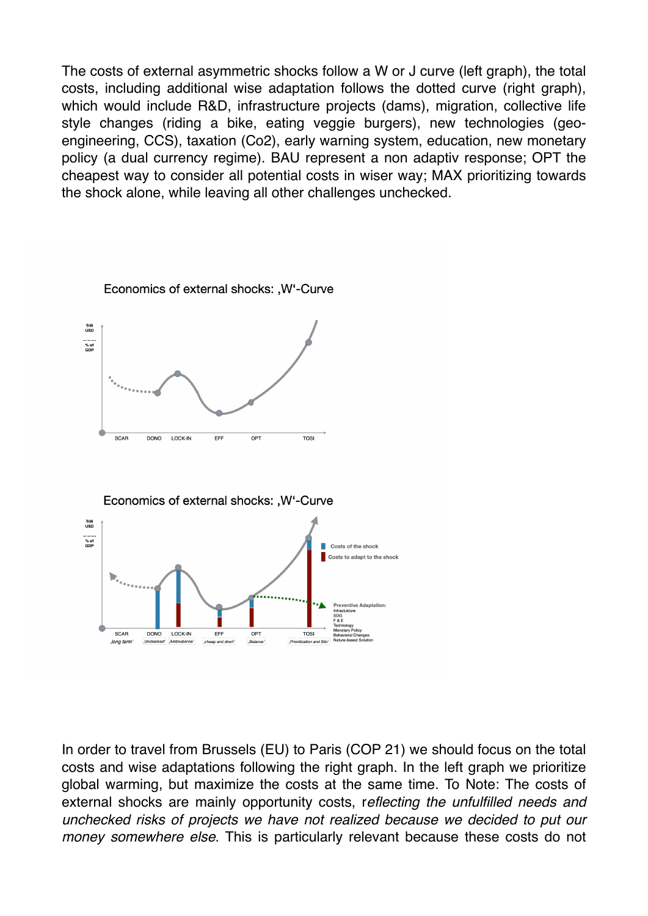The costs of external asymmetric shocks follow a W or J curve (left graph), the total costs, including additional wise adaptation follows the dotted curve (right graph), which would include R&D, infrastructure projects (dams), migration, collective life style changes (riding a bike, eating veggie burgers), new technologies (geo-engineering, CCS), taxation (Co2), early warning system, education, new monetary policy (a dual currency regime). BAU represent a non adaptiv response; OPT the cheapest way to consider all potential costs in wiser way; MAX prioritizing towards the shock alone, while leaving all other challenges unchecked.

Economics of external shocks: ‚W'-Curve

Trill USD
% of GDP

SCAR DONO LOCK-IN EFF OPT TOSI

Economics of external shocks: ‚W'-Curve

Trill USD
% of GDP

Costs of the shock
Costs to adapt to the shock

Preventive Adaptation:
Infrastuktur
SDG
F & E
Technology
Monetary Policy
Behavioral Changes
Nature-based Solution

SCAR ‚long term'
DONO ‚Unchecked'
LOCK-IN ‚Ambivalence'
EFF ‚cheap and short'
OPT ‚Balance'
TOSI ‚Prioritization and Silo'

In order to travel from Brussels (EU) to Paris (COP 21) we should focus on the total costs and wise adaptations following the right graph. In the left graph we prioritize global warming, but maximize the costs at the same time. To Note: The costs of external shocks are mainly opportunity costs, r*eflecting the unfulfilled needs and unchecked risks of projects we have not realized because we decided to put our money somewhere else*. This is particularly relevant because these costs do not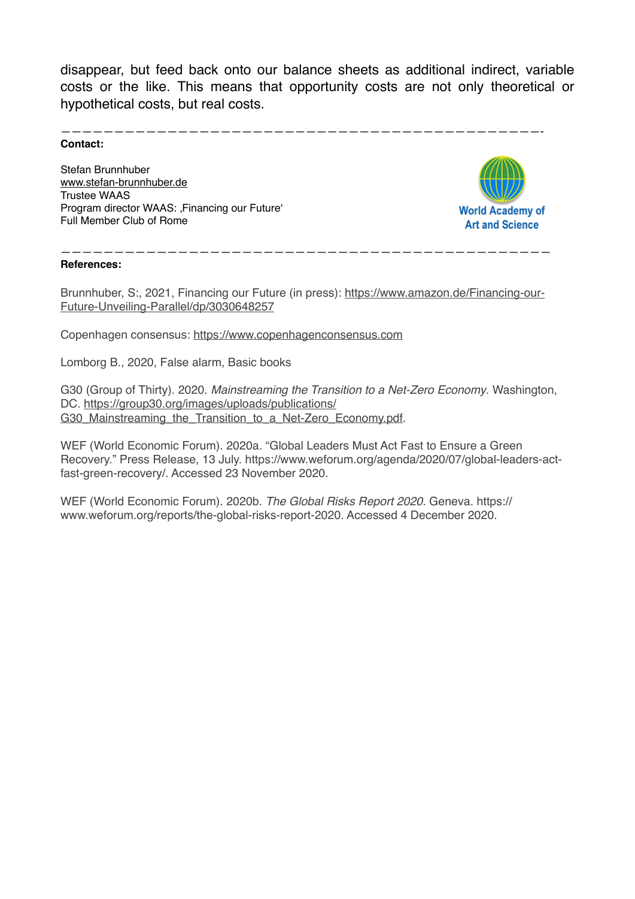disappear, but feed back onto our balance sheets as additional indirect, variable costs or the like. This means that opportunity costs are not only theoretical or hypothetical costs, but real costs.

---

**Contact:**

Stefan Brunnhuber
www.stefan-brunnhuber.de
Trustee WAAS
Program director WAAS: ‚Financing our Future'
Full Member Club of Rome

World Academy of Art and Science

---

**References:**

Brunnhuber, S:, 2021, Financing our Future (in press): https://www.amazon.de/Financing-our-Future-Unveiling-Parallel/dp/3030648257

Copenhagen consensus: https://www.copenhagenconsensus.com

Lomborg B., 2020, False alarm, Basic books

G30 (Group of Thirty). 2020. *Mainstreaming the Transition to a Net-Zero Economy*. Washington, DC. https://group30.org/images/uploads/publications/G30_Mainstreaming_the_Transition_to_a_Net-Zero_Economy.pdf.

WEF (World Economic Forum). 2020a. "Global Leaders Must Act Fast to Ensure a Green Recovery." Press Release, 13 July. https://www.weforum.org/agenda/2020/07/global-leaders-act-fast-green-recovery/. Accessed 23 November 2020.

WEF (World Economic Forum). 2020b. *The Global Risks Report 2020*. Geneva. https://www.weforum.org/reports/the-global-risks-report-2020. Accessed 4 December 2020.